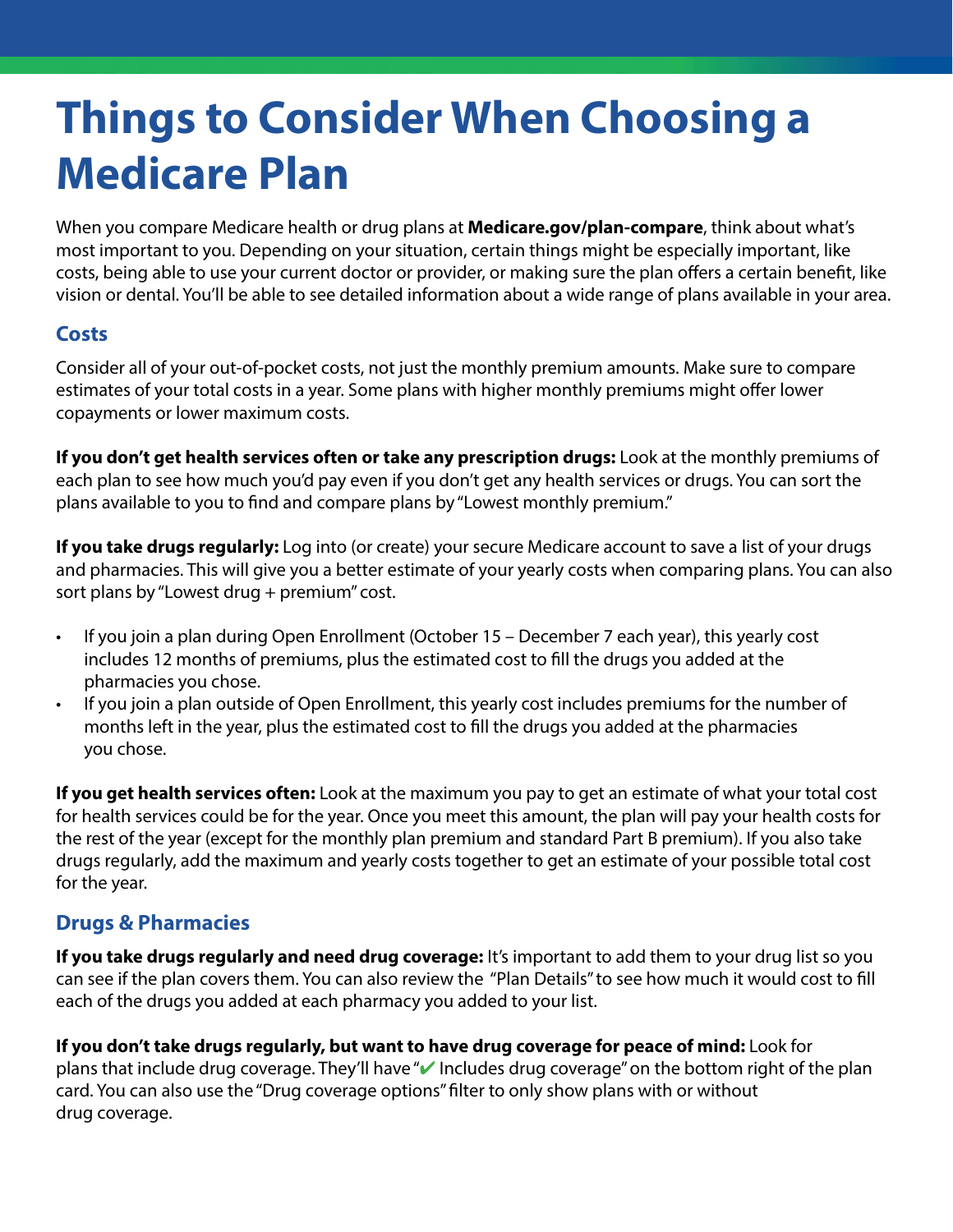# Things to Consider When Choosing a Medicare Plan

When you compare Medicare health or drug plans at **Medicare.gov/plan-compare**, think about what's most important to you. Depending on your situation, certain things might be especially important, like costs, being able to use your current doctor or provider, or making sure the plan offers a certain benefit, like vision or dental. You'll be able to see detailed information about a wide range of plans available in your area.

## Costs

Consider all of your out-of-pocket costs, not just the monthly premium amounts. Make sure to compare estimates of your total costs in a year. Some plans with higher monthly premiums might offer lower copayments or lower maximum costs.

**If you don't get health services often or take any prescription drugs:** Look at the monthly premiums of each plan to see how much you'd pay even if you don't get any health services or drugs. You can sort the plans available to you to find and compare plans by "Lowest monthly premium."

**If you take drugs regularly:** Log into (or create) your secure Medicare account to save a list of your drugs and pharmacies. This will give you a better estimate of your yearly costs when comparing plans. You can also sort plans by "Lowest drug + premium" cost.

- If you join a plan during Open Enrollment (October 15 – December 7 each year), this yearly cost includes 12 months of premiums, plus the estimated cost to fill the drugs you added at the pharmacies you chose.
- If you join a plan outside of Open Enrollment, this yearly cost includes premiums for the number of months left in the year, plus the estimated cost to fill the drugs you added at the pharmacies you chose.

**If you get health services often:** Look at the maximum you pay to get an estimate of what your total cost for health services could be for the year. Once you meet this amount, the plan will pay your health costs for the rest of the year (except for the monthly plan premium and standard Part B premium). If you also take drugs regularly, add the maximum and yearly costs together to get an estimate of your possible total cost for the year.

## Drugs & Pharmacies

**If you take drugs regularly and need drug coverage:** It's important to add them to your drug list so you can see if the plan covers them. You can also review the "Plan Details" to see how much it would cost to fill each of the drugs you added at each pharmacy you added to your list.

**If you don't take drugs regularly, but want to have drug coverage for peace of mind:** Look for plans that include drug coverage. They'll have "✔ Includes drug coverage" on the bottom right of the plan card. You can also use the "Drug coverage options" filter to only show plans with or without drug coverage.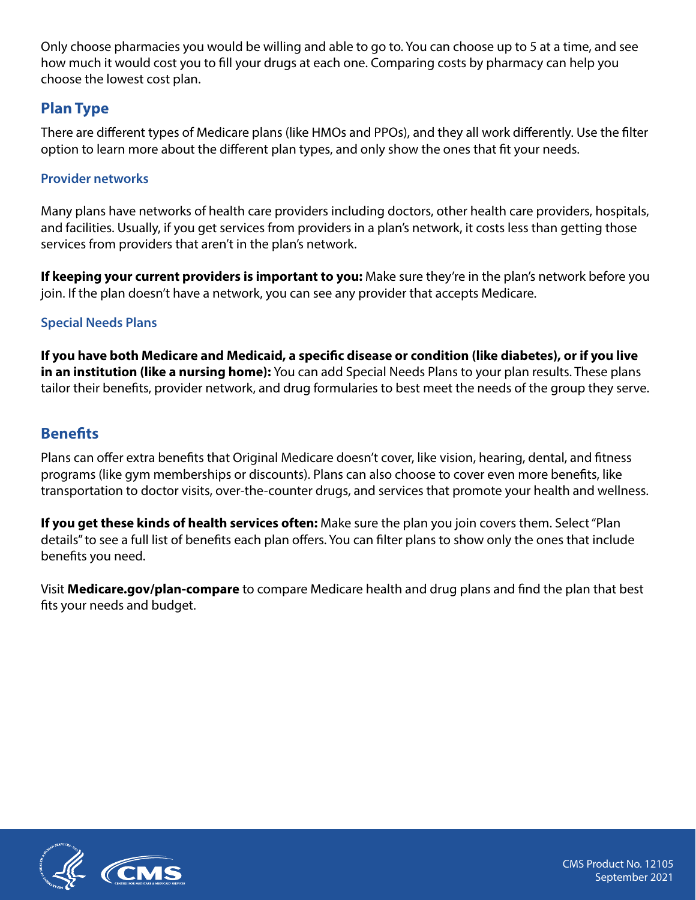Only choose pharmacies you would be willing and able to go to. You can choose up to 5 at a time, and see how much it would cost you to fill your drugs at each one. Comparing costs by pharmacy can help you choose the lowest cost plan.

## Plan Type

There are different types of Medicare plans (like HMOs and PPOs), and they all work differently. Use the filter option to learn more about the different plan types, and only show the ones that fit your needs.

### Provider networks

Many plans have networks of health care providers including doctors, other health care providers, hospitals, and facilities. Usually, if you get services from providers in a plan's network, it costs less than getting those services from providers that aren't in the plan's network.

**If keeping your current providers is important to you:** Make sure they're in the plan's network before you join. If the plan doesn't have a network, you can see any provider that accepts Medicare.

### Special Needs Plans

**If you have both Medicare and Medicaid, a specific disease or condition (like diabetes), or if you live in an institution (like a nursing home):** You can add Special Needs Plans to your plan results. These plans tailor their benefits, provider network, and drug formularies to best meet the needs of the group they serve.

## Benefits

Plans can offer extra benefits that Original Medicare doesn't cover, like vision, hearing, dental, and fitness programs (like gym memberships or discounts). Plans can also choose to cover even more benefits, like transportation to doctor visits, over-the-counter drugs, and services that promote your health and wellness.

**If you get these kinds of health services often:** Make sure the plan you join covers them. Select "Plan details" to see a full list of benefits each plan offers. You can filter plans to show only the ones that include benefits you need.

Visit **Medicare.gov/plan-compare** to compare Medicare health and drug plans and find the plan that best fits your needs and budget.

CMS Product No. 12105
September 2021